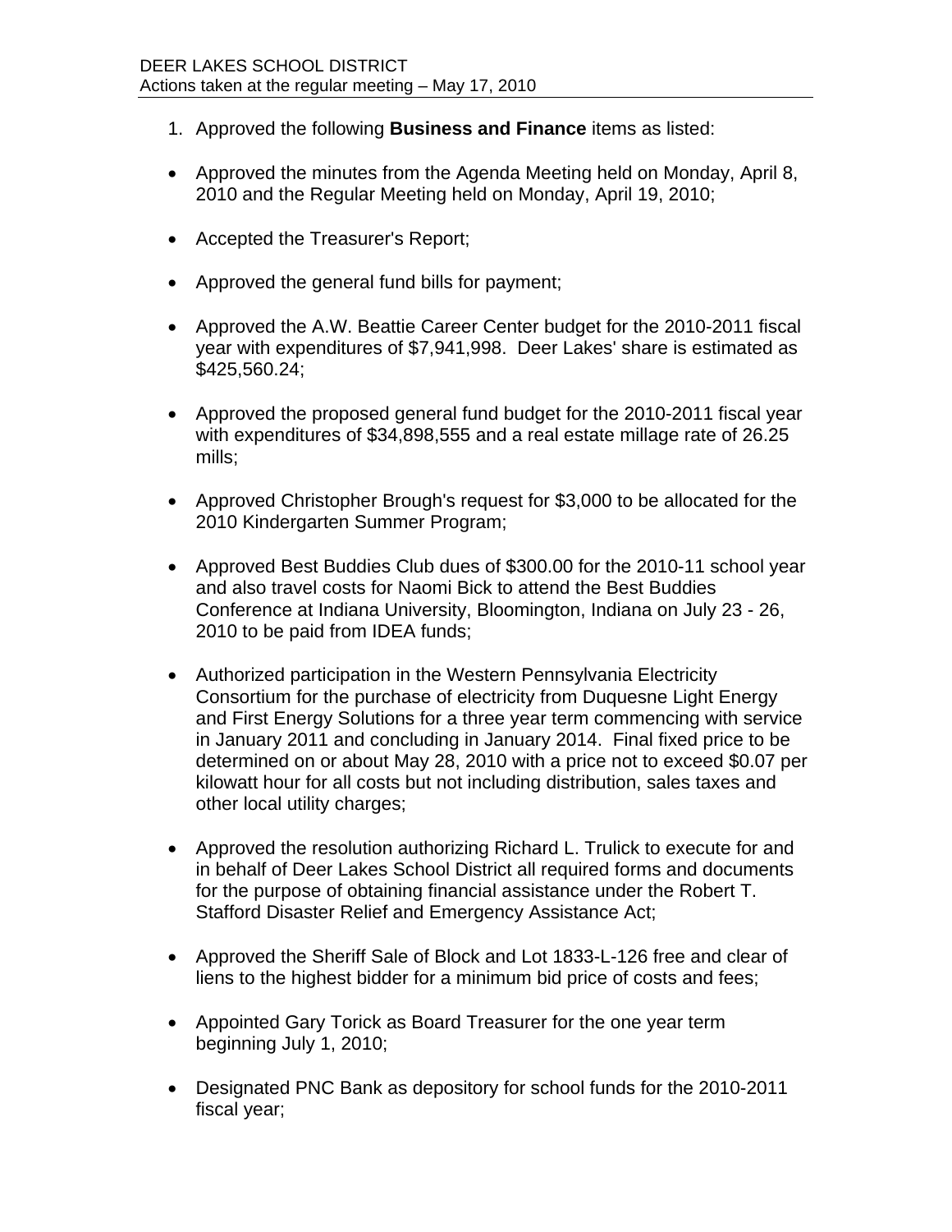DEER LAKES SCHOOL DISTRICT
Actions taken at the regular meeting – May 17, 2010

1. Approved the following **Business and Finance** items as listed:

- Approved the minutes from the Agenda Meeting held on Monday, April 8, 2010 and the Regular Meeting held on Monday, April 19, 2010;

- Accepted the Treasurer's Report;

- Approved the general fund bills for payment;

- Approved the A.W. Beattie Career Center budget for the 2010-2011 fiscal year with expenditures of $7,941,998. Deer Lakes' share is estimated as $425,560.24;

- Approved the proposed general fund budget for the 2010-2011 fiscal year with expenditures of $34,898,555 and a real estate millage rate of 26.25 mills;

- Approved Christopher Brough's request for $3,000 to be allocated for the 2010 Kindergarten Summer Program;

- Approved Best Buddies Club dues of $300.00 for the 2010-11 school year and also travel costs for Naomi Bick to attend the Best Buddies Conference at Indiana University, Bloomington, Indiana on July 23 - 26, 2010 to be paid from IDEA funds;

- Authorized participation in the Western Pennsylvania Electricity Consortium for the purchase of electricity from Duquesne Light Energy and First Energy Solutions for a three year term commencing with service in January 2011 and concluding in January 2014. Final fixed price to be determined on or about May 28, 2010 with a price not to exceed $0.07 per kilowatt hour for all costs but not including distribution, sales taxes and other local utility charges;

- Approved the resolution authorizing Richard L. Trulick to execute for and in behalf of Deer Lakes School District all required forms and documents for the purpose of obtaining financial assistance under the Robert T. Stafford Disaster Relief and Emergency Assistance Act;

- Approved the Sheriff Sale of Block and Lot 1833-L-126 free and clear of liens to the highest bidder for a minimum bid price of costs and fees;

- Appointed Gary Torick as Board Treasurer for the one year term beginning July 1, 2010;

- Designated PNC Bank as depository for school funds for the 2010-2011 fiscal year;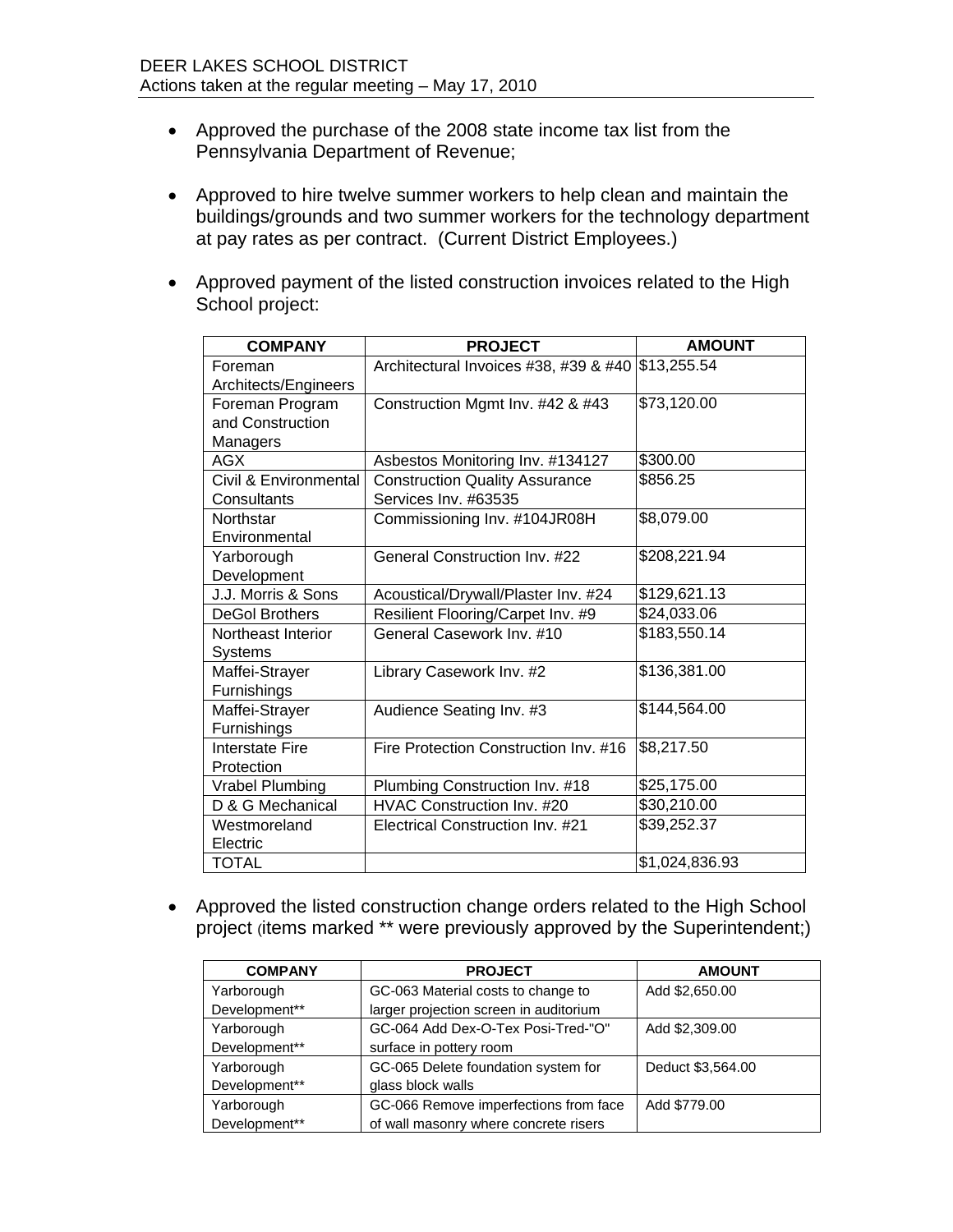DEER LAKES SCHOOL DISTRICT
Actions taken at the regular meeting – May 17, 2010

- Approved the purchase of the 2008 state income tax list from the Pennsylvania Department of Revenue;

- Approved to hire twelve summer workers to help clean and maintain the buildings/grounds and two summer workers for the technology department at pay rates as per contract. (Current District Employees.)

- Approved payment of the listed construction invoices related to the High School project:

| COMPANY | PROJECT | AMOUNT |
|---|---|---|
| Foreman Architects/Engineers | Architectural Invoices #38, #39 & #40 | $13,255.54 |
| Foreman Program and Construction Managers | Construction Mgmt Inv. #42 & #43 | $73,120.00 |
| AGX | Asbestos Monitoring Inv. #134127 | $300.00 |
| Civil & Environmental Consultants | Construction Quality Assurance Services Inv. #63535 | $856.25 |
| Northstar Environmental | Commissioning Inv. #104JR08H | $8,079.00 |
| Yarborough Development | General Construction Inv. #22 | $208,221.94 |
| J.J. Morris & Sons | Acoustical/Drywall/Plaster Inv. #24 | $129,621.13 |
| DeGol Brothers | Resilient Flooring/Carpet Inv. #9 | $24,033.06 |
| Northeast Interior Systems | General Casework Inv. #10 | $183,550.14 |
| Maffei-Strayer Furnishings | Library Casework Inv. #2 | $136,381.00 |
| Maffei-Strayer Furnishings | Audience Seating Inv. #3 | $144,564.00 |
| Interstate Fire Protection | Fire Protection Construction Inv. #16 | $8,217.50 |
| Vrabel Plumbing | Plumbing Construction Inv. #18 | $25,175.00 |
| D & G Mechanical | HVAC Construction Inv. #20 | $30,210.00 |
| Westmoreland Electric | Electrical Construction Inv. #21 | $39,252.37 |
| TOTAL | | $1,024,836.93 |

- Approved the listed construction change orders related to the High School project (items marked ** were previously approved by the Superintendent;)

| COMPANY | PROJECT | AMOUNT |
|---|---|---|
| Yarborough Development** | GC-063 Material costs to change to larger projection screen in auditorium | Add $2,650.00 |
| Yarborough Development** | GC-064 Add Dex-O-Tex Posi-Tred-"O" surface in pottery room | Add $2,309.00 |
| Yarborough Development** | GC-065 Delete foundation system for glass block walls | Deduct $3,564.00 |
| Yarborough Development** | GC-066 Remove imperfections from face of wall masonry where concrete risers | Add $779.00 |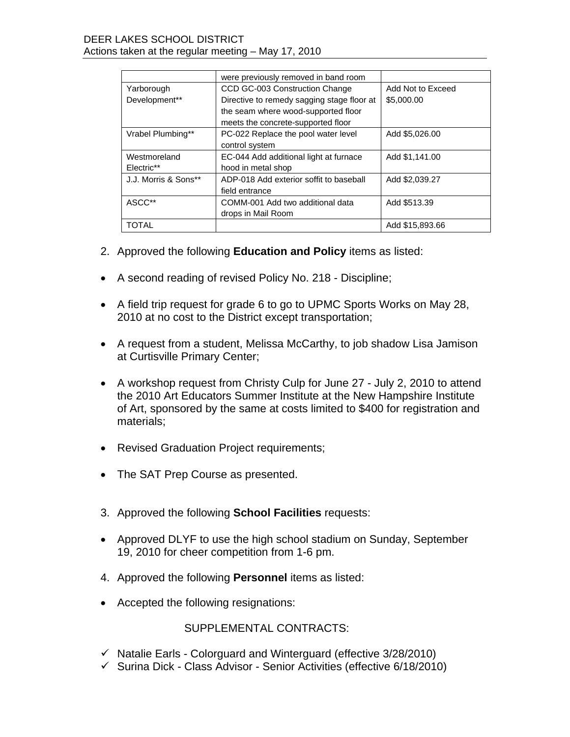| | were previously removed in band room | |
|---|---|---|
| Yarborough Development** | CCD GC-003 Construction Change Directive to remedy sagging stage floor at the seam where wood-supported floor meets the concrete-supported floor | Add Not to Exceed $5,000.00 |
| Vrabel Plumbing** | PC-022 Replace the pool water level control system | Add $5,026.00 |
| Westmoreland Electric** | EC-044 Add additional light at furnace hood in metal shop | Add $1,141.00 |
| J.J. Morris & Sons** | ADP-018 Add exterior soffit to baseball field entrance | Add $2,039.27 |
| ASCC** | COMM-001 Add two additional data drops in Mail Room | Add $513.39 |
| TOTAL | | Add $15,893.66 |

2. Approved the following **Education and Policy** items as listed:

- A second reading of revised Policy No. 218 - Discipline;
- A field trip request for grade 6 to go to UPMC Sports Works on May 28, 2010 at no cost to the District except transportation;
- A request from a student, Melissa McCarthy, to job shadow Lisa Jamison at Curtisville Primary Center;
- A workshop request from Christy Culp for June 27 - July 2, 2010 to attend the 2010 Art Educators Summer Institute at the New Hampshire Institute of Art, sponsored by the same at costs limited to $400 for registration and materials;
- Revised Graduation Project requirements;
- The SAT Prep Course as presented.

3. Approved the following **School Facilities** requests:

- Approved DLYF to use the high school stadium on Sunday, September 19, 2010 for cheer competition from 1-6 pm.

4. Approved the following **Personnel** items as listed:

- Accepted the following resignations:

SUPPLEMENTAL CONTRACTS:

- ✓ Natalie Earls - Colorguard and Winterguard (effective 3/28/2010)
- ✓ Surina Dick - Class Advisor - Senior Activities (effective 6/18/2010)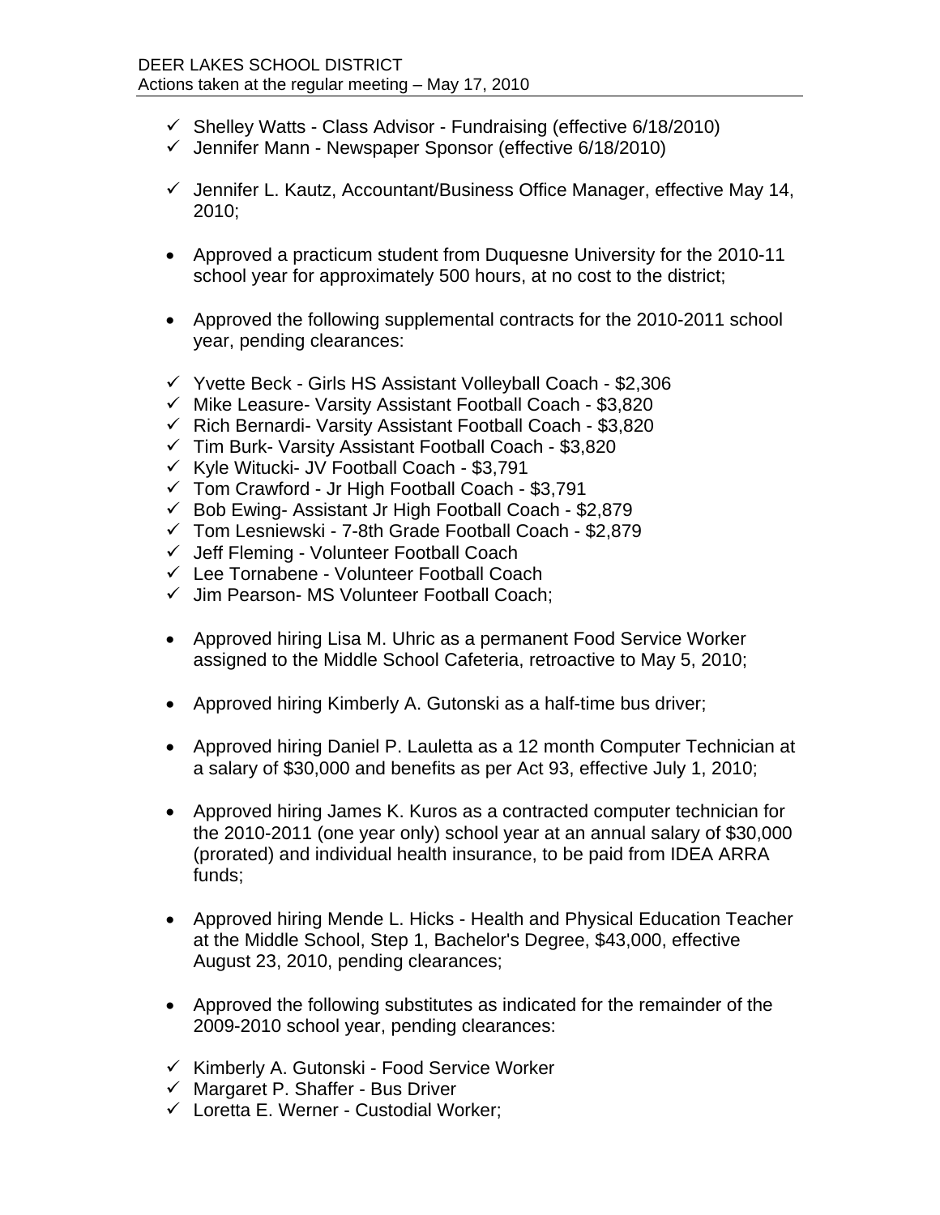- ✓ Shelley Watts - Class Advisor - Fundraising (effective 6/18/2010)
- ✓ Jennifer Mann - Newspaper Sponsor (effective 6/18/2010)

- ✓ Jennifer L. Kautz, Accountant/Business Office Manager, effective May 14, 2010;

- Approved a practicum student from Duquesne University for the 2010-11 school year for approximately 500 hours, at no cost to the district;

- Approved the following supplemental contracts for the 2010-2011 school year, pending clearances:

- ✓ Yvette Beck - Girls HS Assistant Volleyball Coach - $2,306
- ✓ Mike Leasure- Varsity Assistant Football Coach - $3,820
- ✓ Rich Bernardi- Varsity Assistant Football Coach - $3,820
- ✓ Tim Burk- Varsity Assistant Football Coach - $3,820
- ✓ Kyle Witucki- JV Football Coach - $3,791
- ✓ Tom Crawford - Jr High Football Coach - $3,791
- ✓ Bob Ewing- Assistant Jr High Football Coach - $2,879
- ✓ Tom Lesniewski - 7-8th Grade Football Coach - $2,879
- ✓ Jeff Fleming - Volunteer Football Coach
- ✓ Lee Tornabene - Volunteer Football Coach
- ✓ Jim Pearson- MS Volunteer Football Coach;

- Approved hiring Lisa M. Uhric as a permanent Food Service Worker assigned to the Middle School Cafeteria, retroactive to May 5, 2010;

- Approved hiring Kimberly A. Gutonski as a half-time bus driver;

- Approved hiring Daniel P. Lauletta as a 12 month Computer Technician at a salary of $30,000 and benefits as per Act 93, effective July 1, 2010;

- Approved hiring James K. Kuros as a contracted computer technician for the 2010-2011 (one year only) school year at an annual salary of $30,000 (prorated) and individual health insurance, to be paid from IDEA ARRA funds;

- Approved hiring Mende L. Hicks - Health and Physical Education Teacher at the Middle School, Step 1, Bachelor's Degree, $43,000, effective August 23, 2010, pending clearances;

- Approved the following substitutes as indicated for the remainder of the 2009-2010 school year, pending clearances:

- ✓ Kimberly A. Gutonski - Food Service Worker
- ✓ Margaret P. Shaffer - Bus Driver
- ✓ Loretta E. Werner - Custodial Worker;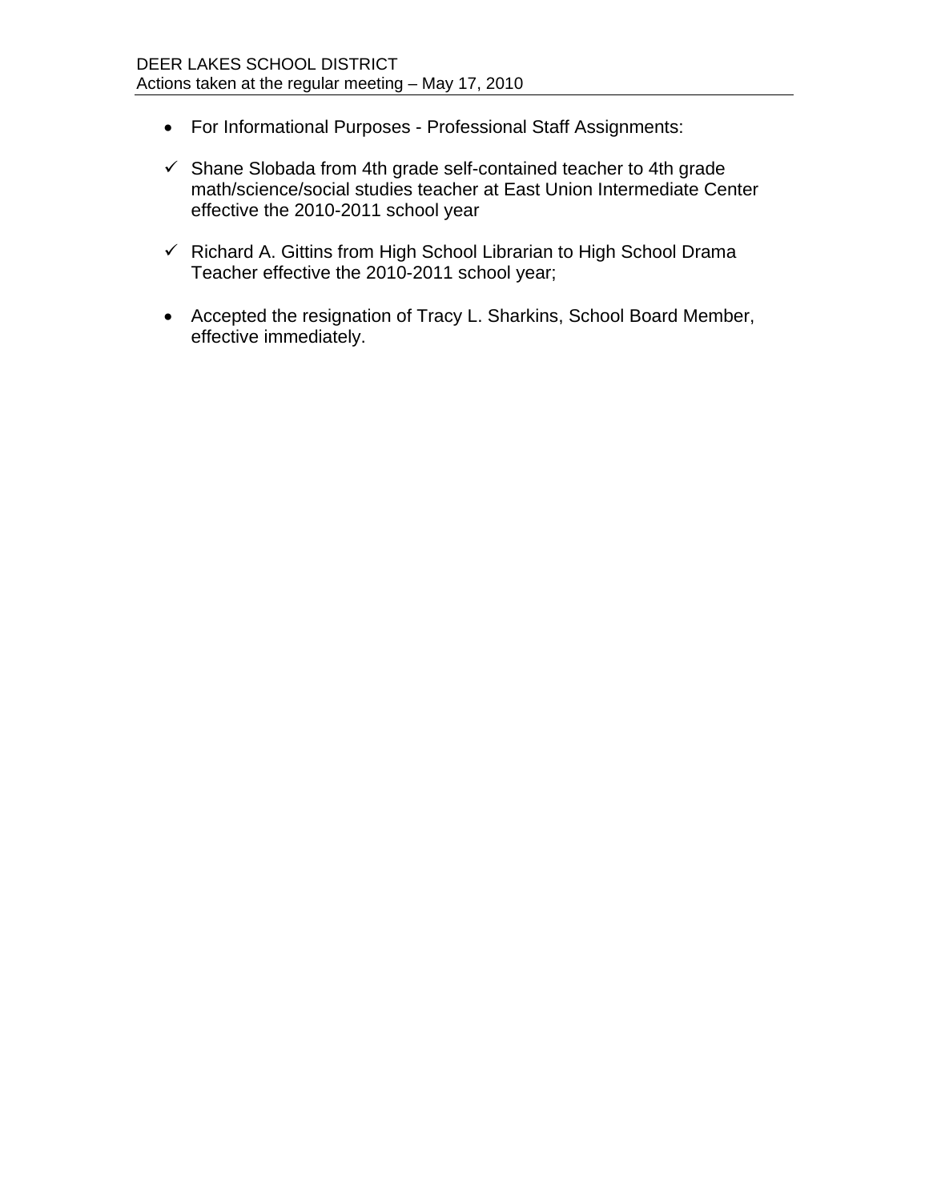- For Informational Purposes - Professional Staff Assignments:

  - ✓ Shane Slobada from 4th grade self-contained teacher to 4th grade math/science/social studies teacher at East Union Intermediate Center effective the 2010-2011 school year

  - ✓ Richard A. Gittins from High School Librarian to High School Drama Teacher effective the 2010-2011 school year;

- Accepted the resignation of Tracy L. Sharkins, School Board Member, effective immediately.